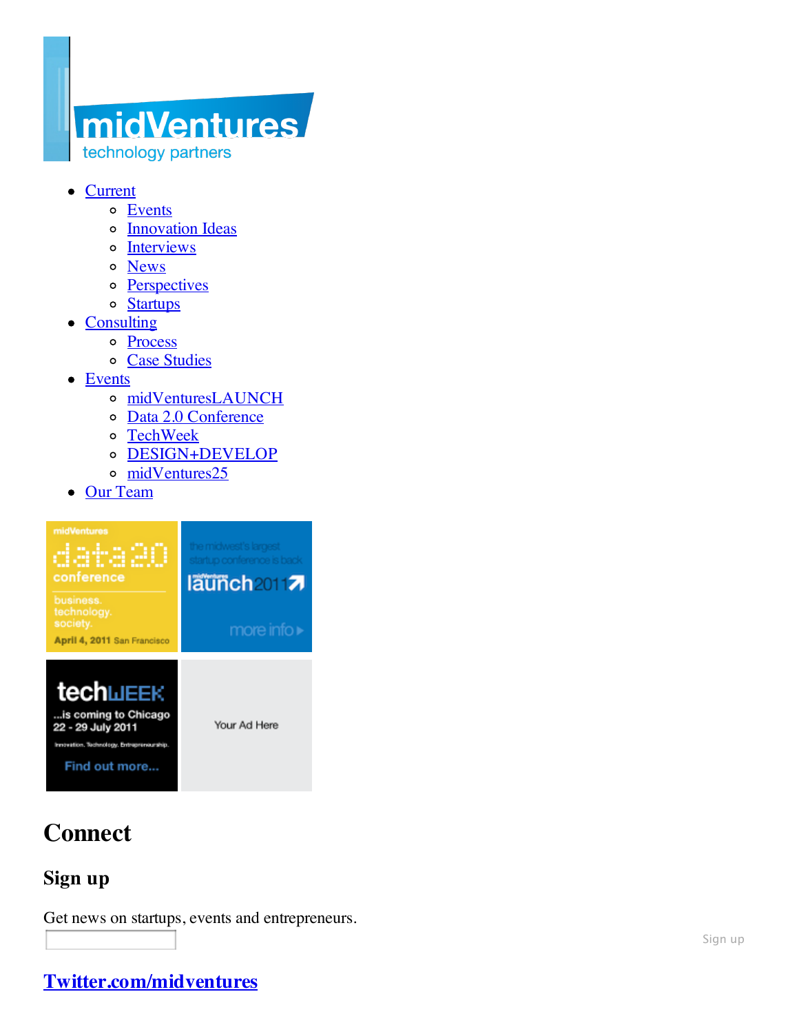- Current
  - Events
  - Innovation Ideas
  - Interviews
  - News
  - Perspectives
  - Startups
- Consulting
  - Process
  - Case Studies
- Events
  - midVenturesLAUNCH
  - Data 2.0 Conference
  - TechWeek
  - DESIGN+DEVELOP
  - midVentures25
- Our Team

# Connect

## Sign up

Get news on startups, events and entrepreneurs.

Sign up

## Twitter.com/midventures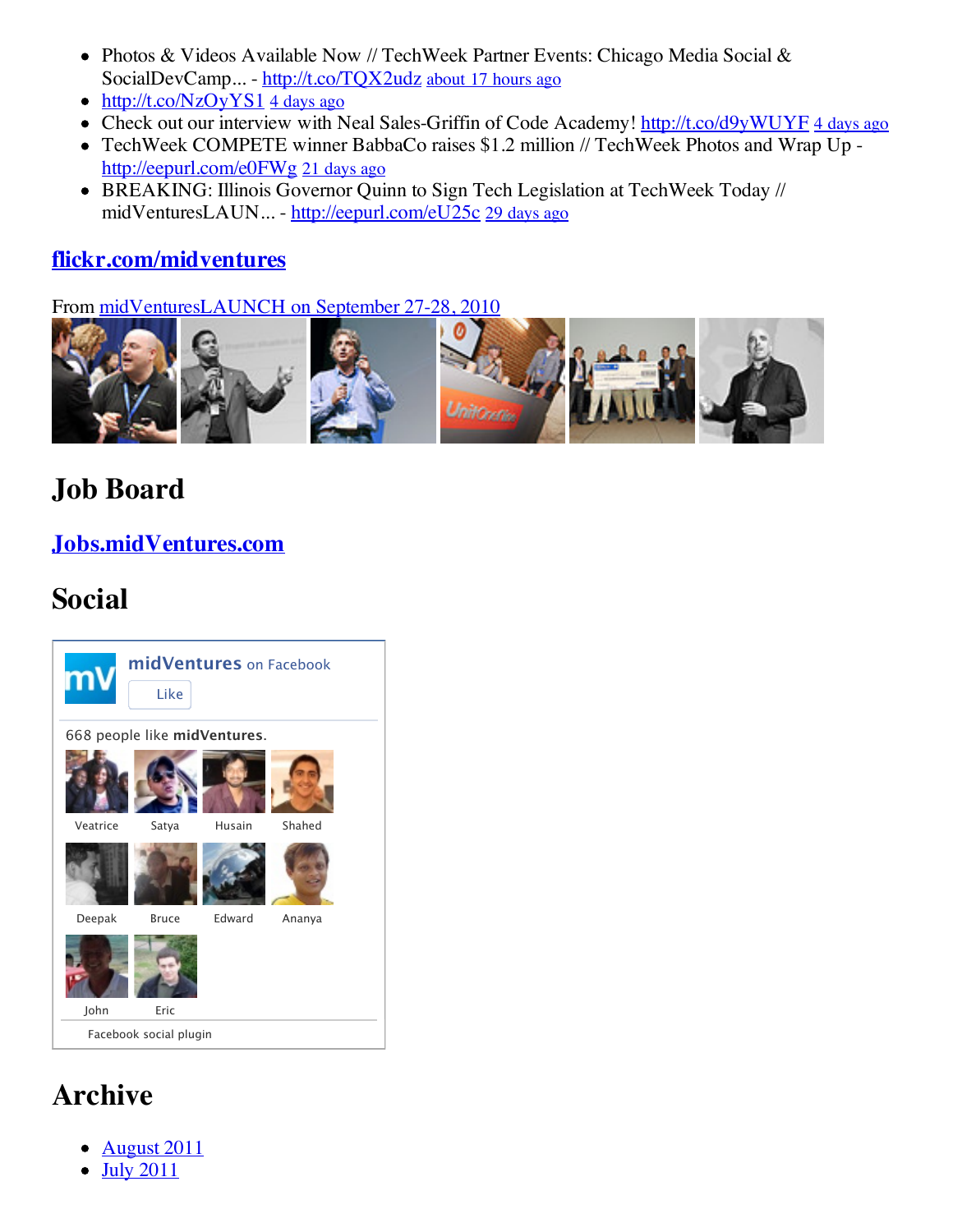- Photos & Videos Available Now // TechWeek Partner Events: Chicago Media Social & SocialDevCamp... - http://t.co/TQX2udz about 17 hours ago
- http://t.co/NzOyYS1 4 days ago
- Check out our interview with Neal Sales-Griffin of Code Academy! http://t.co/d9yWUYF 4 days ago
- TechWeek COMPETE winner BabbaCo raises $1.2 million // TechWeek Photos and Wrap Up - http://eepurl.com/e0FWg 21 days ago
- BREAKING: Illinois Governor Quinn to Sign Tech Legislation at TechWeek Today // midVenturesLAUN... - http://eepurl.com/eU25c 29 days ago

## flickr.com/midventures

From midVenturesLAUNCH on September 27-28, 2010

# Job Board

## Jobs.midVentures.com

# Social

midVentures on Facebook

Like

668 people like midVentures.

Veatrice Satya Husain Shahed

Deepak Bruce Edward Ananya

John Eric

Facebook social plugin

# Archive

- August 2011
- July 2011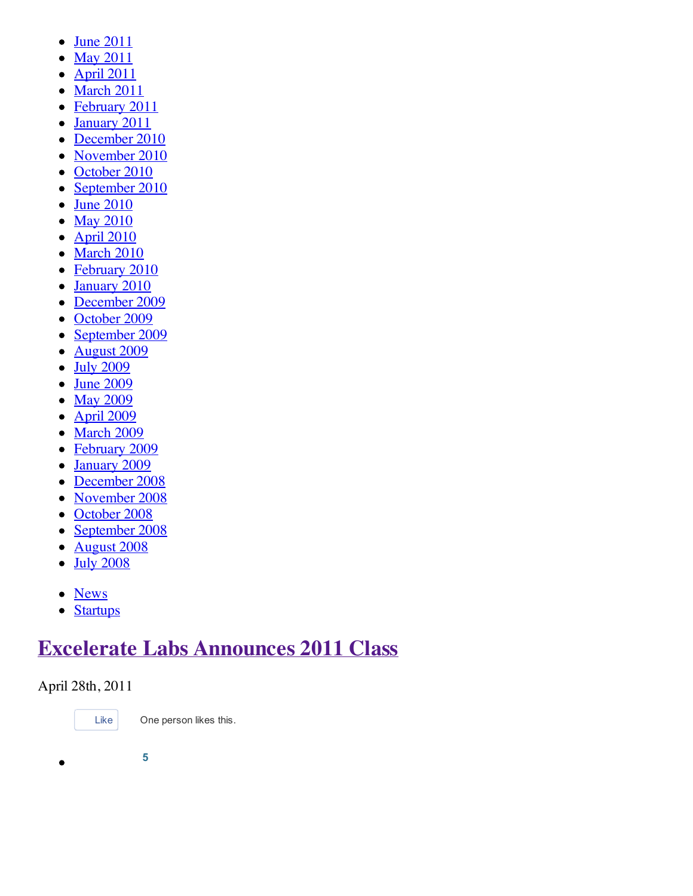- June 2011
- May 2011
- April 2011
- March 2011
- February 2011
- January 2011
- December 2010
- November 2010
- October 2010
- September 2010
- June 2010
- May 2010
- April 2010
- March 2010
- February 2010
- January 2010
- December 2009
- October 2009
- September 2009
- August 2009
- July 2009
- June 2009
- May 2009
- April 2009
- March 2009
- February 2009
- January 2009
- December 2008
- November 2008
- October 2008
- September 2008
- August 2008
- July 2008

- News
- Startups

# Excelerate Labs Announces 2011 Class

April 28th, 2011

Like One person likes this.

- 5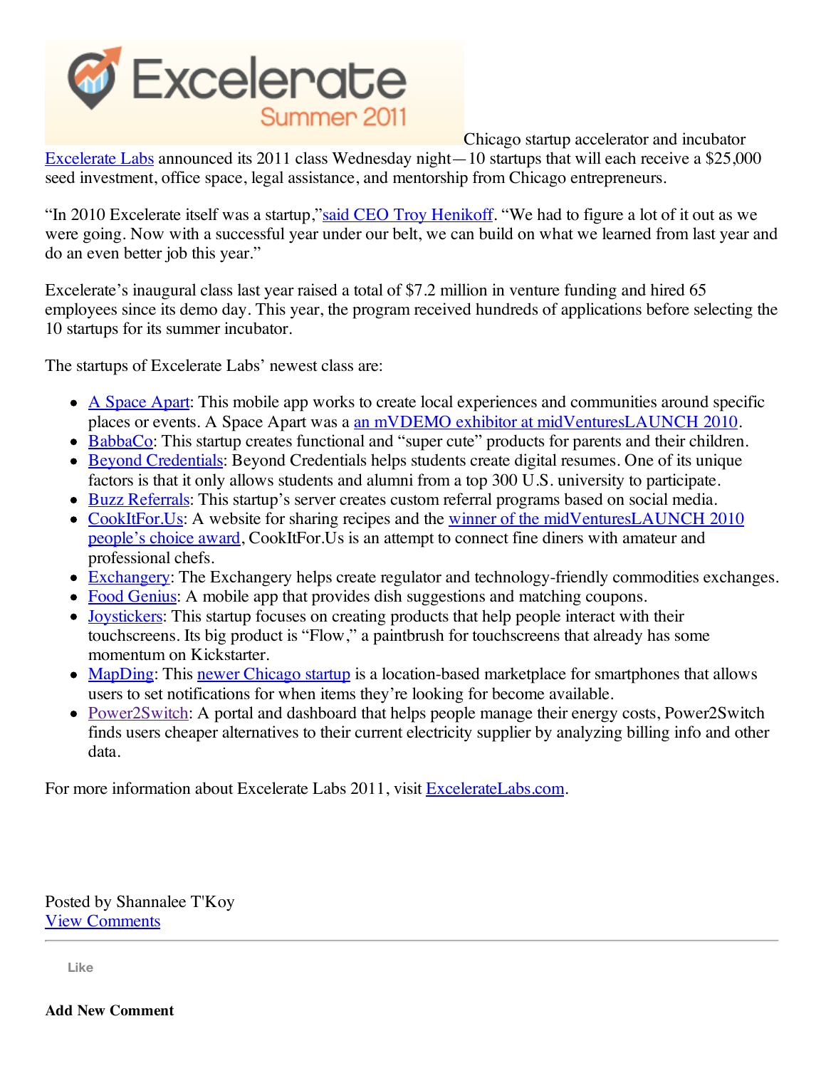Chicago startup accelerator and incubator Excelerate Labs announced its 2011 class Wednesday night—10 startups that will each receive a $25,000 seed investment, office space, legal assistance, and mentorship from Chicago entrepreneurs.

"In 2010 Excelerate itself was a startup," said CEO Troy Henikoff. "We had to figure a lot of it out as we were going. Now with a successful year under our belt, we can build on what we learned from last year and do an even better job this year."

Excelerate's inaugural class last year raised a total of $7.2 million in venture funding and hired 65 employees since its demo day. This year, the program received hundreds of applications before selecting the 10 startups for its summer incubator.

The startups of Excelerate Labs' newest class are:

- A Space Apart: This mobile app works to create local experiences and communities around specific places or events. A Space Apart was a an mVDEMO exhibitor at midVenturesLAUNCH 2010.
- BabbaCo: This startup creates functional and "super cute" products for parents and their children.
- Beyond Credentials: Beyond Credentials helps students create digital resumes. One of its unique factors is that it only allows students and alumni from a top 300 U.S. university to participate.
- Buzz Referrals: This startup's server creates custom referral programs based on social media.
- CookItFor.Us: A website for sharing recipes and the winner of the midVenturesLAUNCH 2010 people's choice award, CookItFor.Us is an attempt to connect fine diners with amateur and professional chefs.
- Exchangery: The Exchangery helps create regulator and technology-friendly commodities exchanges.
- Food Genius: A mobile app that provides dish suggestions and matching coupons.
- Joysticks: This startup focuses on creating products that help people interact with their touchscreens. Its big product is "Flow," a paintbrush for touchscreens that already has some momentum on Kickstarter.
- MapDing: This newer Chicago startup is a location-based marketplace for smartphones that allows users to set notifications for when items they're looking for become available.
- Power2Switch: A portal and dashboard that helps people manage their energy costs, Power2Switch finds users cheaper alternatives to their current electricity supplier by analyzing billing info and other data.

For more information about Excelerate Labs 2011, visit ExcelerateLabs.com.

Posted by Shannalee T'Koy
View Comments

Like

**Add New Comment**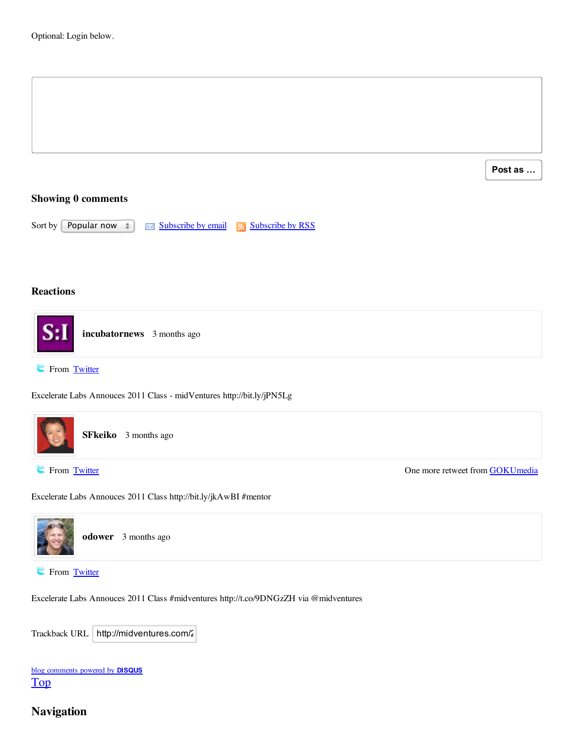Optional: Login below.

Post as …

### Showing 0 comments

Sort by Popular now   Subscribe by email   Subscribe by RSS

### Reactions

**incubatornews** 3 months ago

From Twitter

Excelerate Labs Annouces 2011 Class - midVentures http://bit.ly/jPN5Lg

**SFkeiko** 3 months ago

From Twitter

One more retweet from GOKUmedia

Excelerate Labs Annouces 2011 Class http://bit.ly/jkAwBI #mentor

**odower** 3 months ago

From Twitter

Excelerate Labs Annouces 2011 Class #midventures http://t.co/9DNGzZH via @midventures

Trackback URL http://midventures.com/2

blog comments powered by DISQUS

Top

## Navigation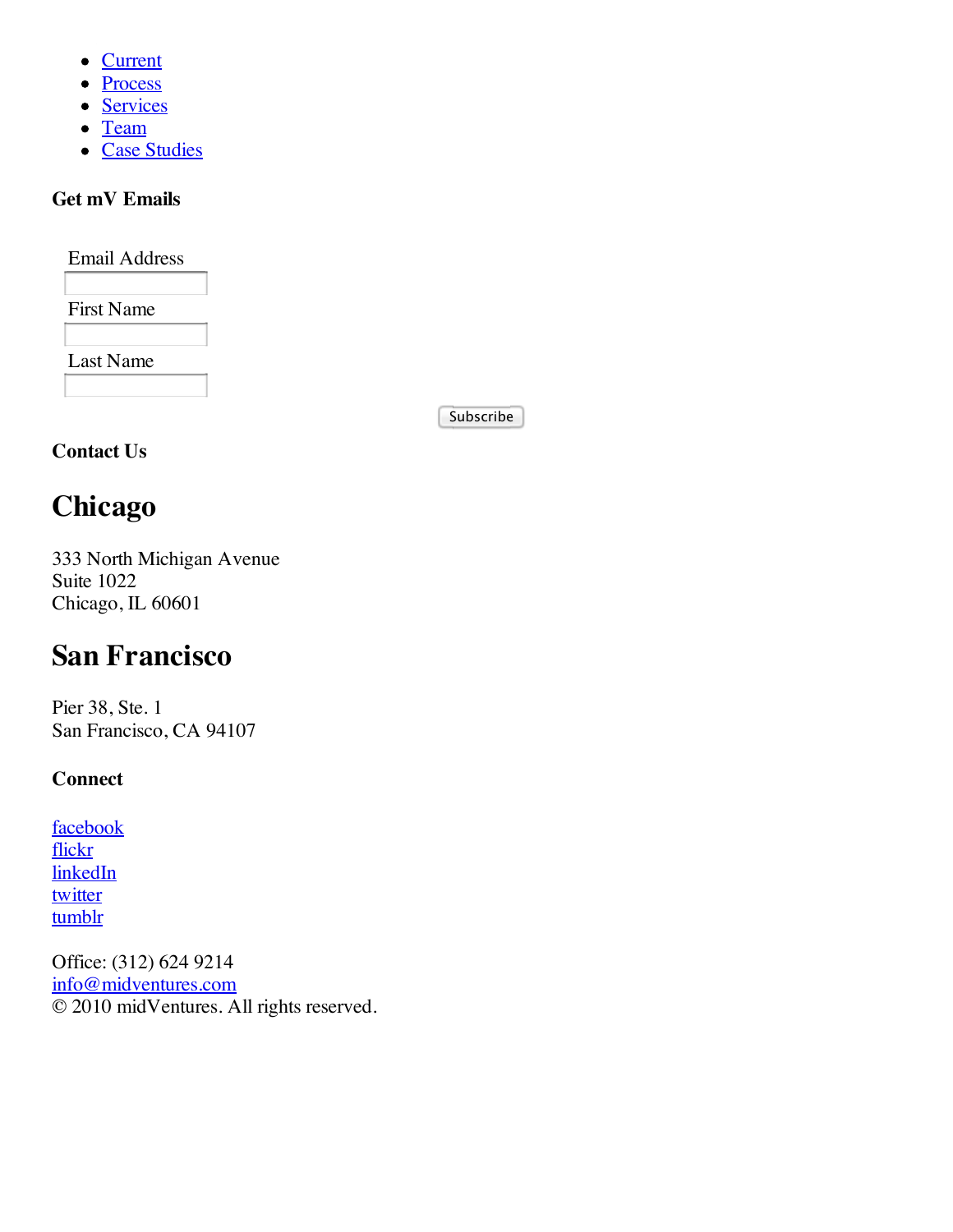- Current
- Process
- Services
- Team
- Case Studies

#### Get mV Emails

Email Address

First Name

Last Name

Subscribe

#### Contact Us

# Chicago

333 North Michigan Avenue
Suite 1022
Chicago, IL 60601

# San Francisco

Pier 38, Ste. 1
San Francisco, CA 94107

#### Connect

facebook
flickr
linkedIn
twitter
tumblr

Office: (312) 624 9214
info@midventures.com
© 2010 midVentures. All rights reserved.